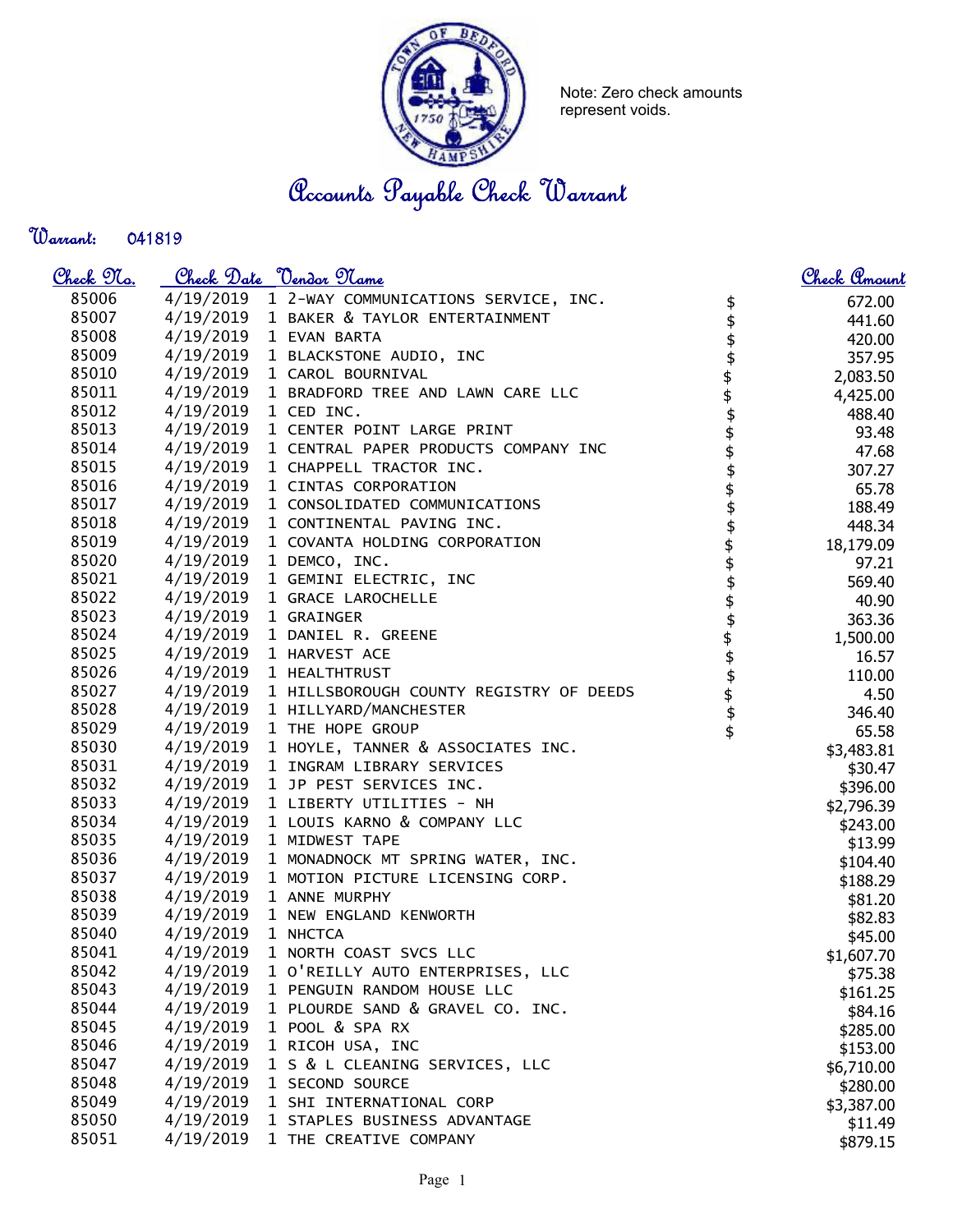Note: Zero check amounts represent voids.

# Accounts Payable Check Warrant

**Warrant:** 041819

| Check No. | Check Date | Vendor Name | Check Amount |
|---|---|---|---|
| 85006 | 4/19/2019 | 1 2-WAY COMMUNICATIONS SERVICE, INC. | $ 672.00 |
| 85007 | 4/19/2019 | 1 BAKER & TAYLOR ENTERTAINMENT | $ 441.60 |
| 85008 | 4/19/2019 | 1 EVAN BARTA | $ 420.00 |
| 85009 | 4/19/2019 | 1 BLACKSTONE AUDIO, INC | $ 357.95 |
| 85010 | 4/19/2019 | 1 CAROL BOURNIVAL | $ 2,083.50 |
| 85011 | 4/19/2019 | 1 BRADFORD TREE AND LAWN CARE LLC | $ 4,425.00 |
| 85012 | 4/19/2019 | 1 CED INC. | $ 488.40 |
| 85013 | 4/19/2019 | 1 CENTER POINT LARGE PRINT | $ 93.48 |
| 85014 | 4/19/2019 | 1 CENTRAL PAPER PRODUCTS COMPANY INC | $ 47.68 |
| 85015 | 4/19/2019 | 1 CHAPPELL TRACTOR INC. | $ 307.27 |
| 85016 | 4/19/2019 | 1 CINTAS CORPORATION | $ 65.78 |
| 85017 | 4/19/2019 | 1 CONSOLIDATED COMMUNICATIONS | $ 188.49 |
| 85018 | 4/19/2019 | 1 CONTINENTAL PAVING INC. | $ 448.34 |
| 85019 | 4/19/2019 | 1 COVANTA HOLDING CORPORATION | $ 18,179.09 |
| 85020 | 4/19/2019 | 1 DEMCO, INC. | $ 97.21 |
| 85021 | 4/19/2019 | 1 GEMINI ELECTRIC, INC | $ 569.40 |
| 85022 | 4/19/2019 | 1 GRACE LAROCHELLE | $ 40.90 |
| 85023 | 4/19/2019 | 1 GRAINGER | $ 363.36 |
| 85024 | 4/19/2019 | 1 DANIEL R. GREENE | $ 1,500.00 |
| 85025 | 4/19/2019 | 1 HARVEST ACE | $ 16.57 |
| 85026 | 4/19/2019 | 1 HEALTHTRUST | $ 110.00 |
| 85027 | 4/19/2019 | 1 HILLSBOROUGH COUNTY REGISTRY OF DEEDS | $ 4.50 |
| 85028 | 4/19/2019 | 1 HILLYARD/MANCHESTER | $ 346.40 |
| 85029 | 4/19/2019 | 1 THE HOPE GROUP | $ 65.58 |
| 85030 | 4/19/2019 | 1 HOYLE, TANNER & ASSOCIATES INC. | $3,483.81 |
| 85031 | 4/19/2019 | 1 INGRAM LIBRARY SERVICES | $30.47 |
| 85032 | 4/19/2019 | 1 JP PEST SERVICES INC. | $396.00 |
| 85033 | 4/19/2019 | 1 LIBERTY UTILITIES - NH | $2,796.39 |
| 85034 | 4/19/2019 | 1 LOUIS KARNO & COMPANY LLC | $243.00 |
| 85035 | 4/19/2019 | 1 MIDWEST TAPE | $13.99 |
| 85036 | 4/19/2019 | 1 MONADNOCK MT SPRING WATER, INC. | $104.40 |
| 85037 | 4/19/2019 | 1 MOTION PICTURE LICENSING CORP. | $188.29 |
| 85038 | 4/19/2019 | 1 ANNE MURPHY | $81.20 |
| 85039 | 4/19/2019 | 1 NEW ENGLAND KENWORTH | $82.83 |
| 85040 | 4/19/2019 | 1 NHCTCA | $45.00 |
| 85041 | 4/19/2019 | 1 NORTH COAST SVCS LLC | $1,607.70 |
| 85042 | 4/19/2019 | 1 O'REILLY AUTO ENTERPRISES, LLC | $75.38 |
| 85043 | 4/19/2019 | 1 PENGUIN RANDOM HOUSE LLC | $161.25 |
| 85044 | 4/19/2019 | 1 PLOURDE SAND & GRAVEL CO. INC. | $84.16 |
| 85045 | 4/19/2019 | 1 POOL & SPA RX | $285.00 |
| 85046 | 4/19/2019 | 1 RICOH USA, INC | $153.00 |
| 85047 | 4/19/2019 | 1 S & L CLEANING SERVICES, LLC | $6,710.00 |
| 85048 | 4/19/2019 | 1 SECOND SOURCE | $280.00 |
| 85049 | 4/19/2019 | 1 SHI INTERNATIONAL CORP | $3,387.00 |
| 85050 | 4/19/2019 | 1 STAPLES BUSINESS ADVANTAGE | $11.49 |
| 85051 | 4/19/2019 | 1 THE CREATIVE COMPANY | $879.15 |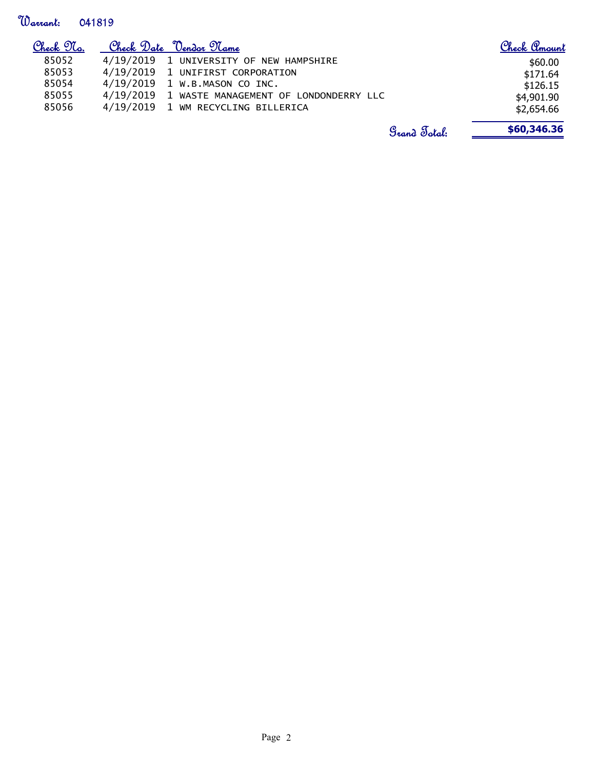Warrant: 041819

| Check No. | Check Date | Vendor Name | Check Amount |
| --- | --- | --- | --- |
| 85052 | 4/19/2019 | 1 UNIVERSITY OF NEW HAMPSHIRE | $60.00 |
| 85053 | 4/19/2019 | 1 UNIFIRST CORPORATION | $171.64 |
| 85054 | 4/19/2019 | 1 W.B.MASON CO INC. | $126.15 |
| 85055 | 4/19/2019 | 1 WASTE MANAGEMENT OF LONDONDERRY LLC | $4,901.90 |
| 85056 | 4/19/2019 | 1 WM RECYCLING BILLERICA | $2,654.66 |
| | | Grand Total: | **$60,346.36** |